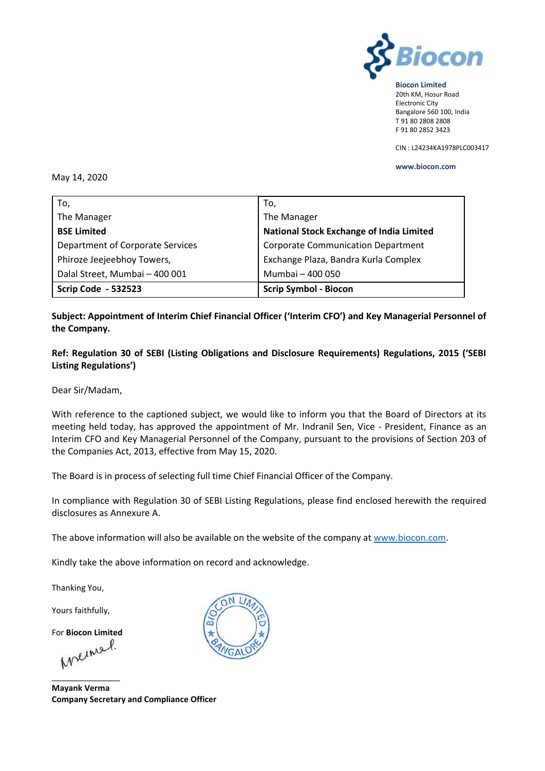**Biocon Limited**
20th KM, Hosur Road
Electronic City
Bangalore 560 100, India
T 91 80 2808 2808
F 91 80 2852 3423

CIN : L24234KA1978PLC003417

**www.biocon.com**

May 14, 2020

| To, | To, |
|---|---|
| The Manager | The Manager |
| **BSE Limited** | **National Stock Exchange of India Limited** |
| Department of Corporate Services | Corporate Communication Department |
| Phiroze Jeejeebhoy Towers, | Exchange Plaza, Bandra Kurla Complex |
| Dalal Street, Mumbai – 400 001 | Mumbai – 400 050 |
| **Scrip Code - 532523** | **Scrip Symbol - Biocon** |

**Subject: Appointment of Interim Chief Financial Officer ('Interim CFO') and Key Managerial Personnel of the Company.**

**Ref: Regulation 30 of SEBI (Listing Obligations and Disclosure Requirements) Regulations, 2015 ('SEBI Listing Regulations')**

Dear Sir/Madam,

With reference to the captioned subject, we would like to inform you that the Board of Directors at its meeting held today, has approved the appointment of Mr. Indranil Sen, Vice - President, Finance as an Interim CFO and Key Managerial Personnel of the Company, pursuant to the provisions of Section 203 of the Companies Act, 2013, effective from May 15, 2020.

The Board is in process of selecting full time Chief Financial Officer of the Company.

In compliance with Regulation 30 of SEBI Listing Regulations, please find enclosed herewith the required disclosures as Annexure A.

The above information will also be available on the website of the company at www.biocon.com.

Kindly take the above information on record and acknowledge.

Thanking You,

Yours faithfully,

For **Biocon Limited**

**Mayank Verma**
**Company Secretary and Compliance Officer**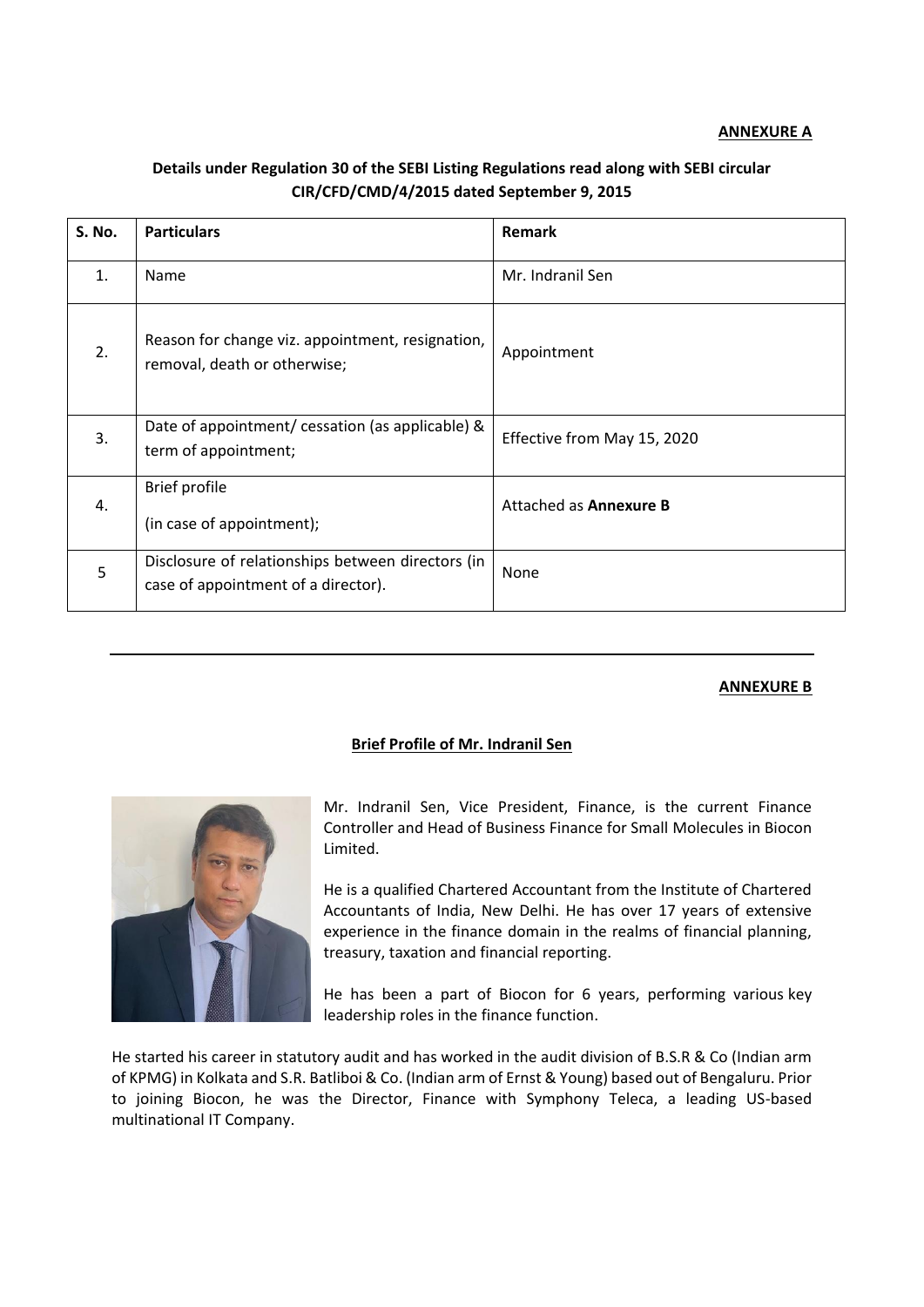**ANNEXURE A**

**Details under Regulation 30 of the SEBI Listing Regulations read along with SEBI circular CIR/CFD/CMD/4/2015 dated September 9, 2015**

| S. No. | Particulars | Remark |
|---|---|---|
| 1. | Name | Mr. Indranil Sen |
| 2. | Reason for change viz. appointment, resignation, removal, death or otherwise; | Appointment |
| 3. | Date of appointment/ cessation (as applicable) & term of appointment; | Effective from May 15, 2020 |
| 4. | Brief profile<br>(in case of appointment); | Attached as **Annexure B** |
| 5 | Disclosure of relationships between directors (in case of appointment of a director). | None |

---

**ANNEXURE B**

**Brief Profile of Mr. Indranil Sen**

Mr. Indranil Sen, Vice President, Finance, is the current Finance Controller and Head of Business Finance for Small Molecules in Biocon Limited.

He is a qualified Chartered Accountant from the Institute of Chartered Accountants of India, New Delhi. He has over 17 years of extensive experience in the finance domain in the realms of financial planning, treasury, taxation and financial reporting.

He has been a part of Biocon for 6 years, performing various key leadership roles in the finance function.

He started his career in statutory audit and has worked in the audit division of B.S.R & Co (Indian arm of KPMG) in Kolkata and S.R. Batliboi & Co. (Indian arm of Ernst & Young) based out of Bengaluru. Prior to joining Biocon, he was the Director, Finance with Symphony Teleca, a leading US-based multinational IT Company.